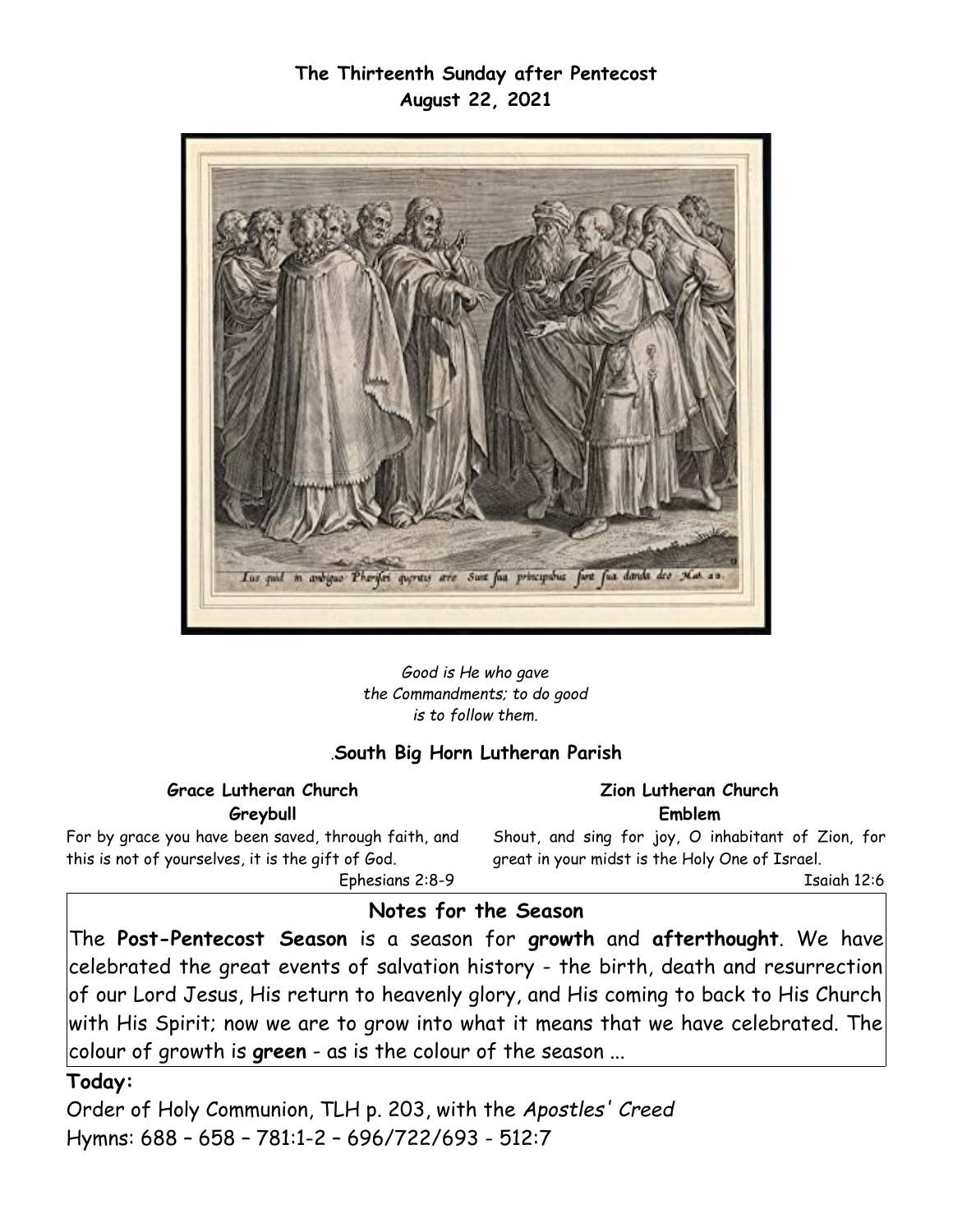**The Thirteenth Sunday after Pentecost**
**August 22, 2021**

*Good is He who gave*
*the Commandments; to do good*
*is to follow them.*

.**South Big Horn Lutheran Parish**

**Grace Lutheran Church**
**Greybull**

For by grace you have been saved, through faith, and this is not of yourselves, it is the gift of God.
Ephesians 2:8-9

**Zion Lutheran Church**
**Emblem**

Shout, and sing for joy, O inhabitant of Zion, for great in your midst is the Holy One of Israel.
Isaiah 12:6

## Notes for the Season

The **Post-Pentecost Season** is a season for **growth** and **afterthought**. We have celebrated the great events of salvation history - the birth, death and resurrection of our Lord Jesus, His return to heavenly glory, and His coming to back to His Church with His Spirit; now we are to grow into what it means that we have celebrated. The colour of growth is **green** - as is the colour of the season ...

**Today:**

Order of Holy Communion, TLH p. 203, with the *Apostles' Creed*
Hymns: 688 – 658 – 781:1-2 – 696/722/693 - 512:7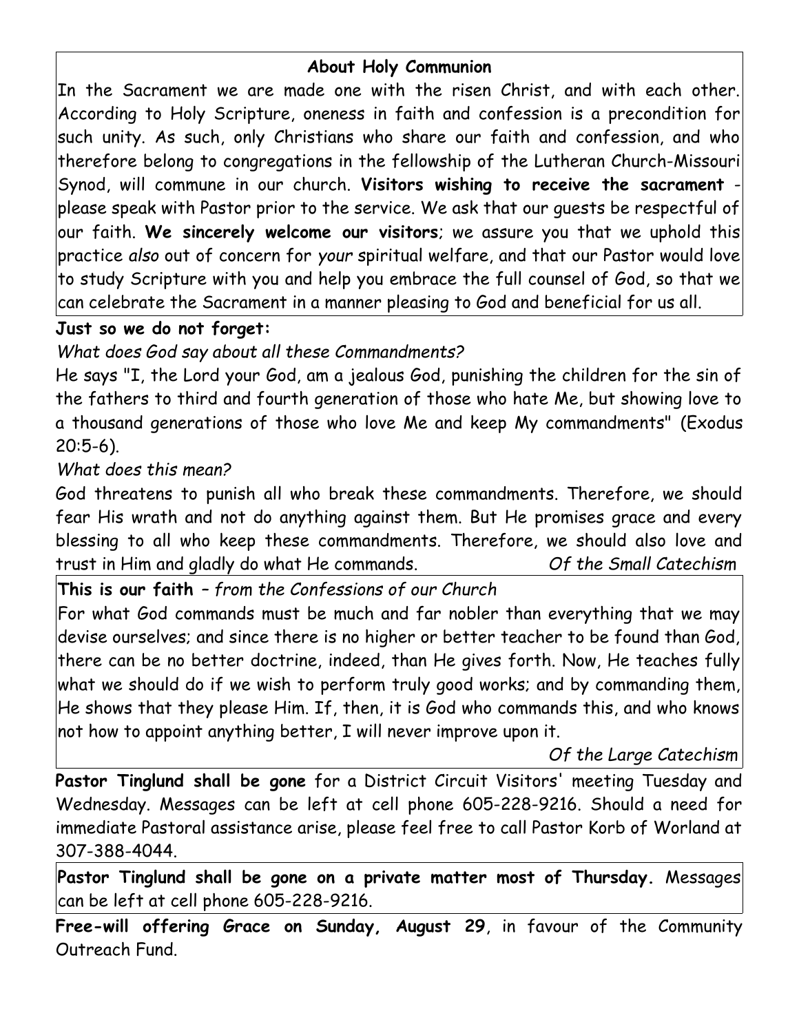## About Holy Communion

In the Sacrament we are made one with the risen Christ, and with each other. According to Holy Scripture, oneness in faith and confession is a precondition for such unity. As such, only Christians who share our faith and confession, and who therefore belong to congregations in the fellowship of the Lutheran Church-Missouri Synod, will commune in our church. **Visitors wishing to receive the sacrament** - please speak with Pastor prior to the service. We ask that our guests be respectful of our faith. **We sincerely welcome our visitors**; we assure you that we uphold this practice *also* out of concern for *your* spiritual welfare, and that our Pastor would love to study Scripture with you and help you embrace the full counsel of God, so that we can celebrate the Sacrament in a manner pleasing to God and beneficial for us all.

**Just so we do not forget:**

*What does God say about all these Commandments?*

He says "I, the Lord your God, am a jealous God, punishing the children for the sin of the fathers to third and fourth generation of those who hate Me, but showing love to a thousand generations of those who love Me and keep My commandments" (Exodus 20:5-6).

*What does this mean?*

God threatens to punish all who break these commandments. Therefore, we should fear His wrath and not do anything against them. But He promises grace and every blessing to all who keep these commandments. Therefore, we should also love and trust in Him and gladly do what He commands. *Of the Small Catechism*

**This is our faith** – *from the Confessions of our Church*

For what God commands must be much and far nobler than everything that we may devise ourselves; and since there is no higher or better teacher to be found than God, there can be no better doctrine, indeed, than He gives forth. Now, He teaches fully what we should do if we wish to perform truly good works; and by commanding them, He shows that they please Him. If, then, it is God who commands this, and who knows not how to appoint anything better, I will never improve upon it.

*Of the Large Catechism*

**Pastor Tinglund shall be gone** for a District Circuit Visitors' meeting Tuesday and Wednesday. Messages can be left at cell phone 605-228-9216. Should a need for immediate Pastoral assistance arise, please feel free to call Pastor Korb of Worland at 307-388-4044.

**Pastor Tinglund shall be gone on a private matter most of Thursday.** Messages can be left at cell phone 605-228-9216.

**Free-will offering Grace on Sunday, August 29**, in favour of the Community Outreach Fund.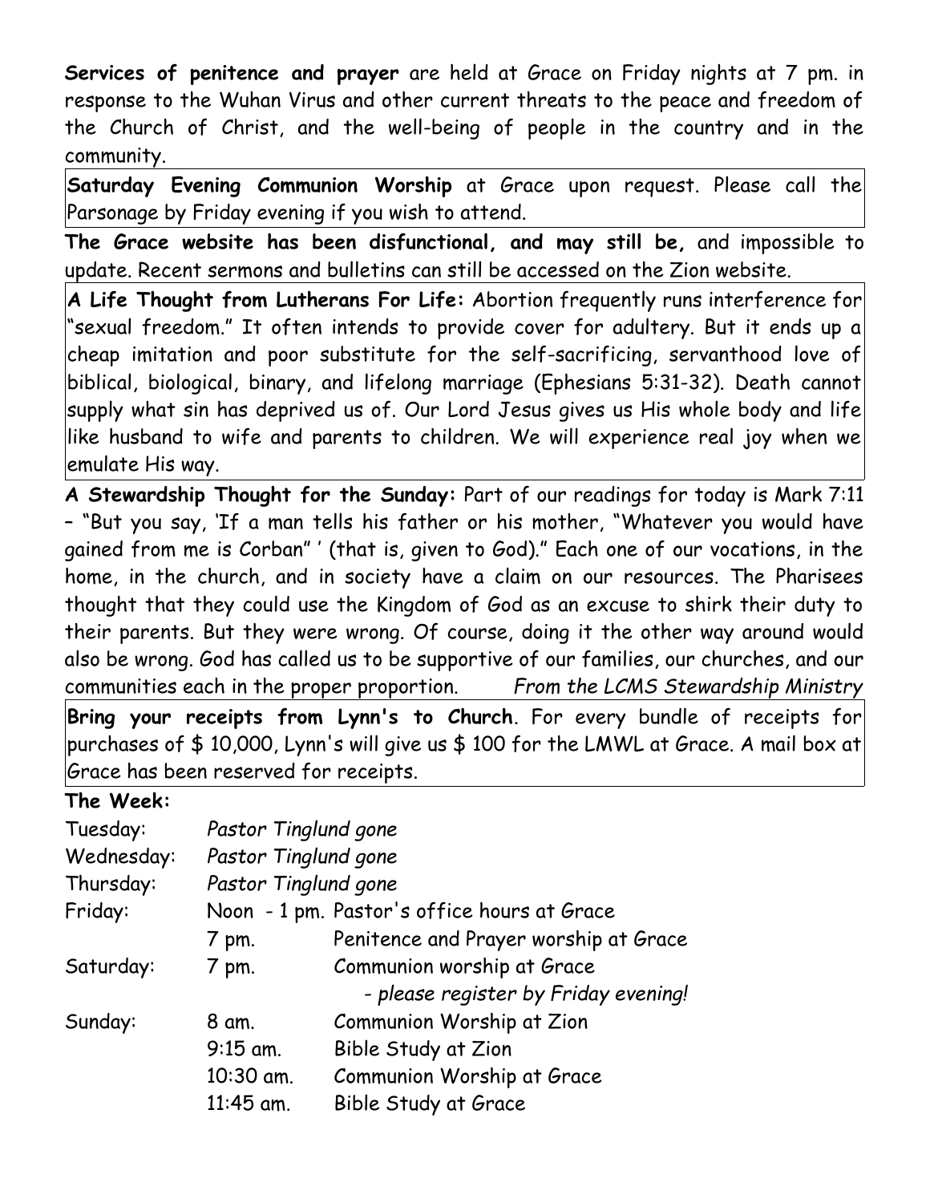**Services of penitence and prayer** are held at Grace on Friday nights at 7 pm. in response to the Wuhan Virus and other current threats to the peace and freedom of the Church of Christ, and the well-being of people in the country and in the community.

**Saturday Evening Communion Worship** at Grace upon request. Please call the Parsonage by Friday evening if you wish to attend.

**The Grace website has been disfunctional, and may still be,** and impossible to update. Recent sermons and bulletins can still be accessed on the Zion website.

**A Life Thought from Lutherans For Life:** Abortion frequently runs interference for "sexual freedom." It often intends to provide cover for adultery. But it ends up a cheap imitation and poor substitute for the self-sacrificing, servanthood love of biblical, biological, binary, and lifelong marriage (Ephesians 5:31-32). Death cannot supply what sin has deprived us of. Our Lord Jesus gives us His whole body and life like husband to wife and parents to children. We will experience real joy when we emulate His way.

**A Stewardship Thought for the Sunday:** Part of our readings for today is Mark 7:11 – "But you say, 'If a man tells his father or his mother, "Whatever you would have gained from me is Corban" ' (that is, given to God)." Each one of our vocations, in the home, in the church, and in society have a claim on our resources. The Pharisees thought that they could use the Kingdom of God as an excuse to shirk their duty to their parents. But they were wrong. Of course, doing it the other way around would also be wrong. God has called us to be supportive of our families, our churches, and our communities each in the proper proportion. *From the LCMS Stewardship Ministry*

**Bring your receipts from Lynn's to Church**. For every bundle of receipts for purchases of $ 10,000, Lynn's will give us $ 100 for the LMWL at Grace. A mail box at Grace has been reserved for receipts.

**The Week:**

| | | |
|---|---|---|
| Tuesday: | *Pastor Tinglund gone* | |
| Wednesday: | *Pastor Tinglund gone* | |
| Thursday: | *Pastor Tinglund gone* | |
| Friday: | Noon - 1 pm. | Pastor's office hours at Grace |
| | 7 pm. | Penitence and Prayer worship at Grace |
| Saturday: | 7 pm. | Communion worship at Grace<br>*- please register by Friday evening!* |
| Sunday: | 8 am. | Communion Worship at Zion |
| | 9:15 am. | Bible Study at Zion |
| | 10:30 am. | Communion Worship at Grace |
| | 11:45 am. | Bible Study at Grace |